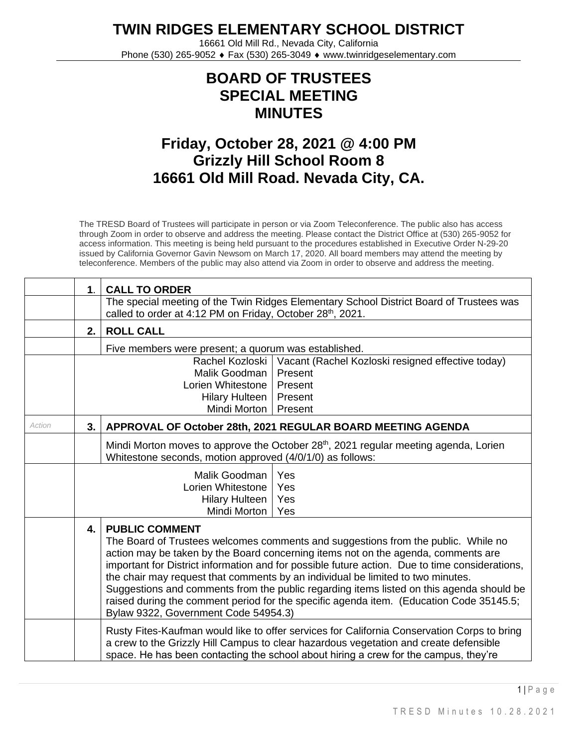# TWIN RIDGES ELEMENTARY SCHOOL DISTRICT

16661 Old Mill Rd., Nevada City, California
Phone (530) 265-9052 ♦ Fax (530) 265-3049 ♦ www.twinridgeselementary.com

## BOARD OF TRUSTEES
## SPECIAL MEETING
## MINUTES

## Friday, October 28, 2021 @ 4:00 PM
## Grizzly Hill School Room 8
## 16661 Old Mill Road. Nevada City, CA.

The TRESD Board of Trustees will participate in person or via Zoom Teleconference. The public also has access through Zoom in order to observe and address the meeting. Please contact the District Office at (530) 265-9052 for access information. This meeting is being held pursuant to the procedures established in Executive Order N-29-20 issued by California Governor Gavin Newsom on March 17, 2020. All board members may attend the meeting by teleconference. Members of the public may also attend via Zoom in order to observe and address the meeting.

| | | | |
|---|---|---|---|
| | **1.** | **CALL TO ORDER** | |
| | | The special meeting of the Twin Ridges Elementary School District Board of Trustees was called to order at 4:12 PM on Friday, October 28th, 2021. | |
| | **2.** | **ROLL CALL** | |
| | | Five members were present; a quorum was established. | |
| | | Rachel Kozloski | Vacant (Rachel Kozloski resigned effective today) |
| | | Malik Goodman | Present |
| | | Lorien Whitestone | Present |
| | | Hilary Hulteen | Present |
| | | Mindi Morton | Present |
| *Action* | **3.** | **APPROVAL OF October 28th, 2021 REGULAR BOARD MEETING AGENDA** | |
| | | Mindi Morton moves to approve the October 28th, 2021 regular meeting agenda, Lorien Whitestone seconds, motion approved (4/0/1/0) as follows: | |
| | | Malik Goodman | Yes |
| | | Lorien Whitestone | Yes |
| | | Hilary Hulteen | Yes |
| | | Mindi Morton | Yes |
| | **4.** | **PUBLIC COMMENT** The Board of Trustees welcomes comments and suggestions from the public. While no action may be taken by the Board concerning items not on the agenda, comments are important for District information and for possible future action. Due to time considerations, the chair may request that comments by an individual be limited to two minutes. Suggestions and comments from the public regarding items listed on this agenda should be raised during the comment period for the specific agenda item. (Education Code 35145.5; Bylaw 9322, Government Code 54954.3) | |
| | | Rusty Fites-Kaufman would like to offer services for California Conservation Corps to bring a crew to the Grizzly Hill Campus to clear hazardous vegetation and create defensible space. He has been contacting the school about hiring a crew for the campus, they're | |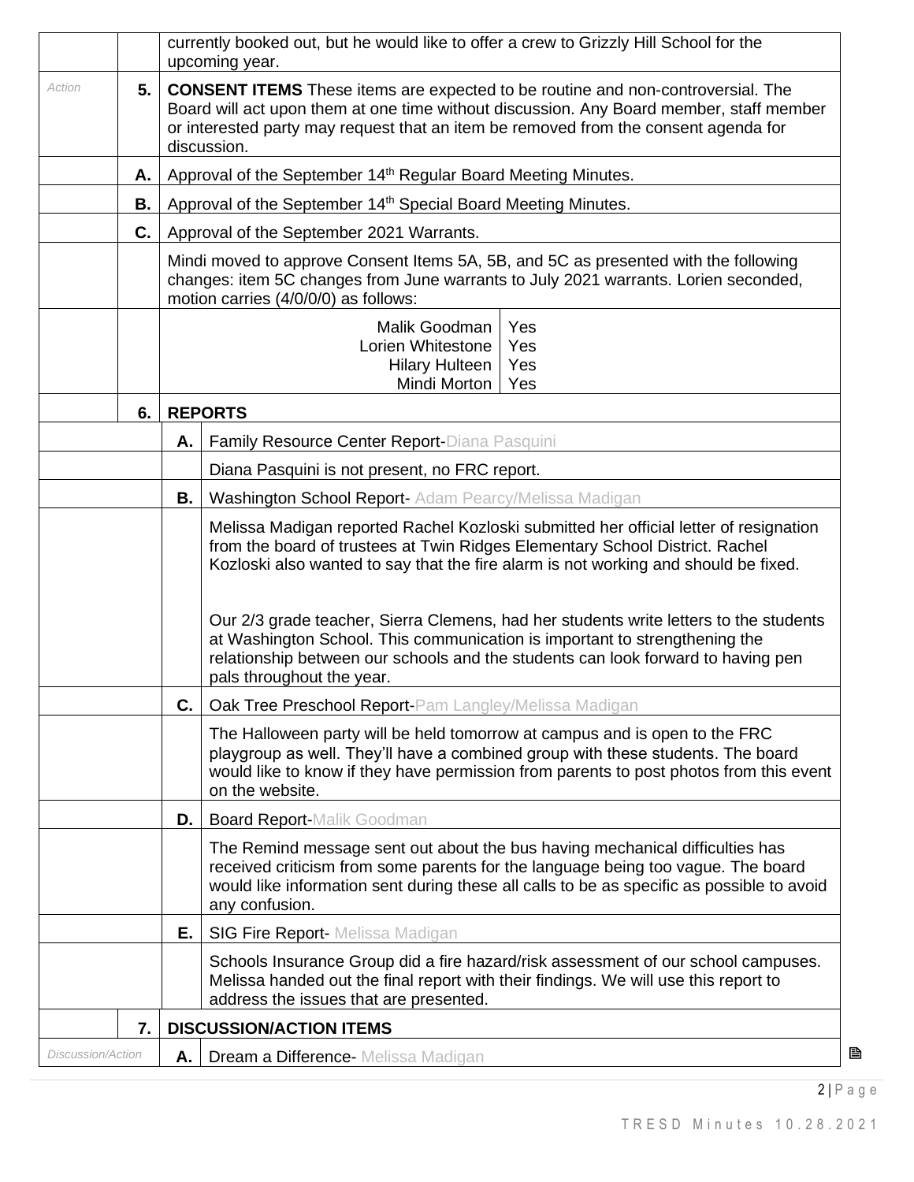| | | |
|---|---|---|
| | | currently booked out, but he would like to offer a crew to Grizzly Hill School for the upcoming year. |
| *Action* | **5.** | **CONSENT ITEMS** These items are expected to be routine and non-controversial. The Board will act upon them at one time without discussion. Any Board member, staff member or interested party may request that an item be removed from the consent agenda for discussion. |
| | **A.** | Approval of the September 14th Regular Board Meeting Minutes. |
| | **B.** | Approval of the September 14th Special Board Meeting Minutes. |
| | **C.** | Approval of the September 2021 Warrants. |
| | | Mindi moved to approve Consent Items 5A, 5B, and 5C as presented with the following changes: item 5C changes from June warrants to July 2021 warrants. Lorien seconded, motion carries (4/0/0/0) as follows: |
| | | Malik Goodman — Yes<br>Lorien Whitestone — Yes<br>Hilary Hulteen — Yes<br>Mindi Morton — Yes |
| | **6.** | **REPORTS** |
| | **A.** | Family Resource Center Report-Diana Pasquini |
| | | Diana Pasquini is not present, no FRC report. |
| | **B.** | Washington School Report- Adam Pearcy/Melissa Madigan |
| | | Melissa Madigan reported Rachel Kozloski submitted her official letter of resignation from the board of trustees at Twin Ridges Elementary School District. Rachel Kozloski also wanted to say that the fire alarm is not working and should be fixed.<br><br>Our 2/3 grade teacher, Sierra Clemens, had her students write letters to the students at Washington School. This communication is important to strengthening the relationship between our schools and the students can look forward to having pen pals throughout the year. |
| | **C.** | Oak Tree Preschool Report-Pam Langley/Melissa Madigan |
| | | The Halloween party will be held tomorrow at campus and is open to the FRC playgroup as well. They'll have a combined group with these students. The board would like to know if they have permission from parents to post photos from this event on the website. |
| | **D.** | Board Report-Malik Goodman |
| | | The Remind message sent out about the bus having mechanical difficulties has received criticism from some parents for the language being too vague. The board would like information sent during these all calls to be as specific as possible to avoid any confusion. |
| | **E.** | SIG Fire Report- Melissa Madigan |
| | | Schools Insurance Group did a fire hazard/risk assessment of our school campuses. Melissa handed out the final report with their findings. We will use this report to address the issues that are presented. |
| | **7.** | **DISCUSSION/ACTION ITEMS** |
| *Discussion/Action* | **A.** | Dream a Difference- Melissa Madigan |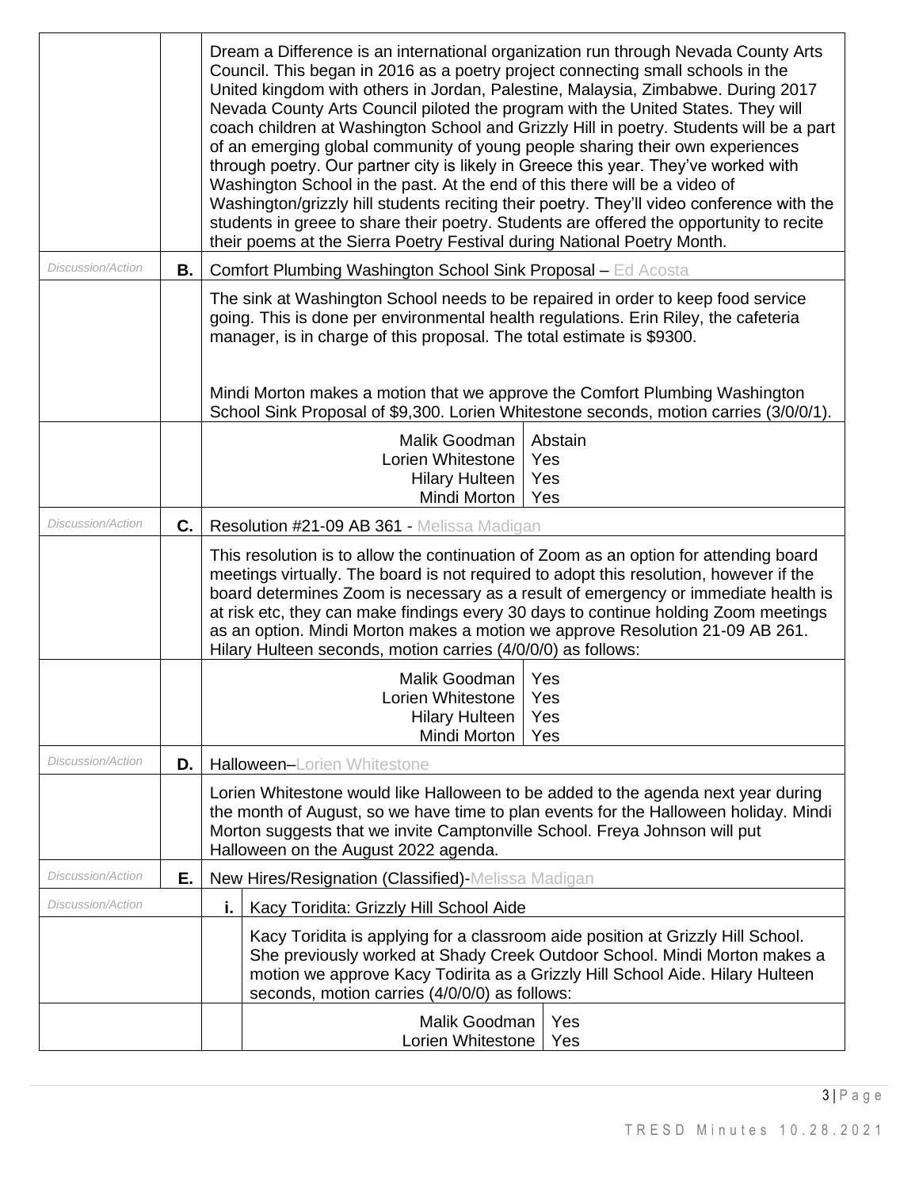| | | |
|---|---|---|
| | | Dream a Difference is an international organization run through Nevada County Arts Council. This began in 2016 as a poetry project connecting small schools in the United kingdom with others in Jordan, Palestine, Malaysia, Zimbabwe. During 2017 Nevada County Arts Council piloted the program with the United States. They will coach children at Washington School and Grizzly Hill in poetry. Students will be a part of an emerging global community of young people sharing their own experiences through poetry. Our partner city is likely in Greece this year. They've worked with Washington School in the past. At the end of this there will be a video of Washington/grizzly hill students reciting their poetry. They'll video conference with the students in greee to share their poetry. Students are offered the opportunity to recite their poems at the Sierra Poetry Festival during National Poetry Month. |
| *Discussion/Action* | **B.** | Comfort Plumbing Washington School Sink Proposal – Ed Acosta |
| | | The sink at Washington School needs to be repaired in order to keep food service going. This is done per environmental health regulations. Erin Riley, the cafeteria manager, is in charge of this proposal. The total estimate is $9300.<br><br>Mindi Morton makes a motion that we approve the Comfort Plumbing Washington School Sink Proposal of $9,300. Lorien Whitestone seconds, motion carries (3/0/0/1). |
| | | Malik Goodman: Abstain<br>Lorien Whitestone: Yes<br>Hilary Hulteen: Yes<br>Mindi Morton: Yes |
| *Discussion/Action* | **C.** | Resolution #21-09 AB 361 - Melissa Madigan |
| | | This resolution is to allow the continuation of Zoom as an option for attending board meetings virtually. The board is not required to adopt this resolution, however if the board determines Zoom is necessary as a result of emergency or immediate health is at risk etc, they can make findings every 30 days to continue holding Zoom meetings as an option. Mindi Morton makes a motion we approve Resolution 21-09 AB 261. Hilary Hulteen seconds, motion carries (4/0/0/0) as follows: |
| | | Malik Goodman: Yes<br>Lorien Whitestone: Yes<br>Hilary Hulteen: Yes<br>Mindi Morton: Yes |
| *Discussion/Action* | **D.** | Halloween–Lorien Whitestone |
| | | Lorien Whitestone would like Halloween to be added to the agenda next year during the month of August, so we have time to plan events for the Halloween holiday. Mindi Morton suggests that we invite Camptonville School. Freya Johnson will put Halloween on the August 2022 agenda. |
| *Discussion/Action* | **E.** | New Hires/Resignation (Classified)-Melissa Madigan |
| *Discussion/Action* | | **i.** Kacy Toridita: Grizzly Hill School Aide |
| | | Kacy Toridita is applying for a classroom aide position at Grizzly Hill School. She previously worked at Shady Creek Outdoor School. Mindi Morton makes a motion we approve Kacy Todirita as a Grizzly Hill School Aide. Hilary Hulteen seconds, motion carries (4/0/0/0) as follows: |
| | | Malik Goodman: Yes<br>Lorien Whitestone: Yes |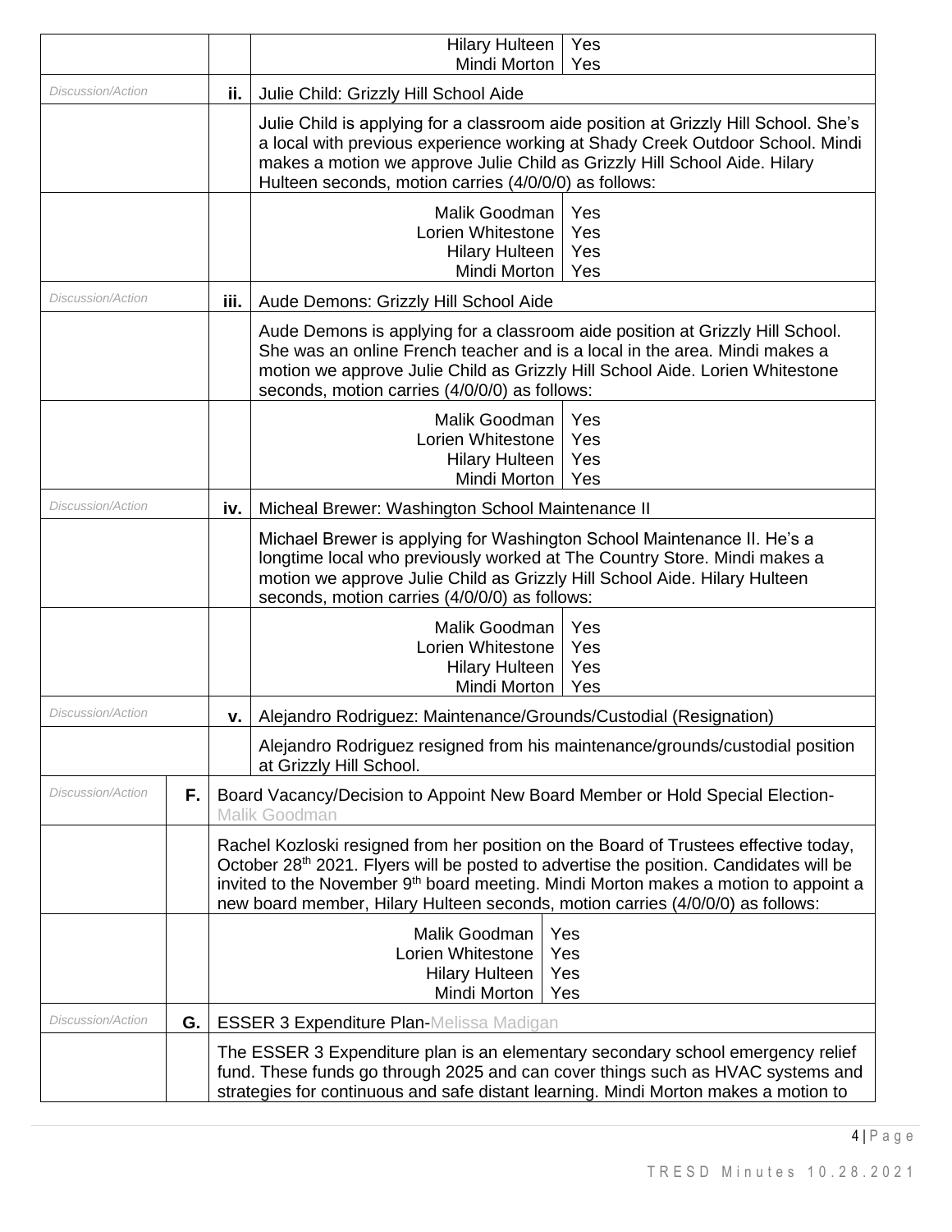| | | | |
|---|---|---|---|
| | | | Hilary Hulteen Yes<br>Mindi Morton Yes |
| *Discussion/Action* | | ii. | Julie Child: Grizzly Hill School Aide |
| | | | Julie Child is applying for a classroom aide position at Grizzly Hill School. She's a local with previous experience working at Shady Creek Outdoor School. Mindi makes a motion we approve Julie Child as Grizzly Hill School Aide. Hilary Hulteen seconds, motion carries (4/0/0/0) as follows: |
| | | | Malik Goodman Yes<br>Lorien Whitestone Yes<br>Hilary Hulteen Yes<br>Mindi Morton Yes |
| *Discussion/Action* | | iii. | Aude Demons: Grizzly Hill School Aide |
| | | | Aude Demons is applying for a classroom aide position at Grizzly Hill School. She was an online French teacher and is a local in the area. Mindi makes a motion we approve Julie Child as Grizzly Hill School Aide. Lorien Whitestone seconds, motion carries (4/0/0/0) as follows: |
| | | | Malik Goodman Yes<br>Lorien Whitestone Yes<br>Hilary Hulteen Yes<br>Mindi Morton Yes |
| *Discussion/Action* | | iv. | Micheal Brewer: Washington School Maintenance II |
| | | | Michael Brewer is applying for Washington School Maintenance II. He's a longtime local who previously worked at The Country Store. Mindi makes a motion we approve Julie Child as Grizzly Hill School Aide. Hilary Hulteen seconds, motion carries (4/0/0/0) as follows: |
| | | | Malik Goodman Yes<br>Lorien Whitestone Yes<br>Hilary Hulteen Yes<br>Mindi Morton Yes |
| *Discussion/Action* | | v. | Alejandro Rodriguez: Maintenance/Grounds/Custodial (Resignation) |
| | | | Alejandro Rodriguez resigned from his maintenance/grounds/custodial position at Grizzly Hill School. |
| *Discussion/Action* | F. | Board Vacancy/Decision to Appoint New Board Member or Hold Special Election-Malik Goodman | |
| | | Rachel Kozloski resigned from her position on the Board of Trustees effective today, October 28th 2021. Flyers will be posted to advertise the position. Candidates will be invited to the November 9th board meeting. Mindi Morton makes a motion to appoint a new board member, Hilary Hulteen seconds, motion carries (4/0/0/0) as follows: | |
| | | Malik Goodman Yes<br>Lorien Whitestone Yes<br>Hilary Hulteen Yes<br>Mindi Morton Yes | |
| *Discussion/Action* | G. | ESSER 3 Expenditure Plan-Melissa Madigan | |
| | | The ESSER 3 Expenditure plan is an elementary secondary school emergency relief fund. These funds go through 2025 and can cover things such as HVAC systems and strategies for continuous and safe distant learning. Mindi Morton makes a motion to | |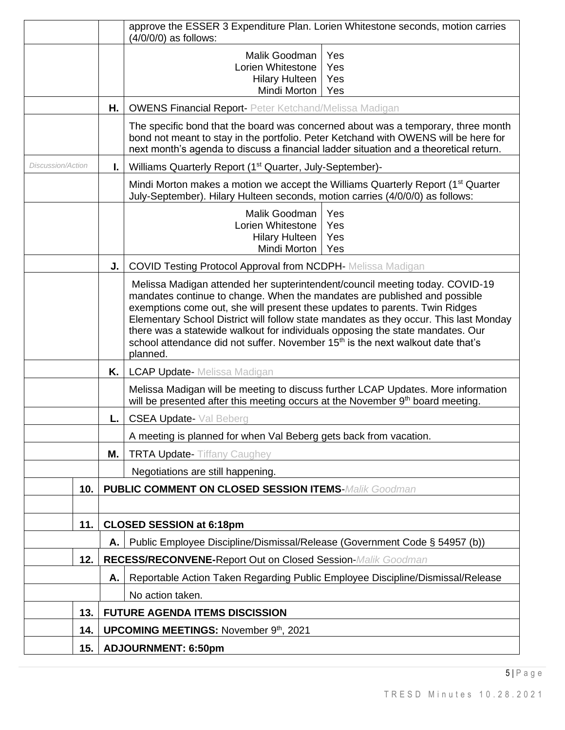| | | |
|---|---|---|
| | | approve the ESSER 3 Expenditure Plan. Lorien Whitestone seconds, motion carries (4/0/0/0) as follows: |
| | | Malik Goodman: Yes<br>Lorien Whitestone: Yes<br>Hilary Hulteen: Yes<br>Mindi Morton: Yes |
| | **H.** | OWENS Financial Report- Peter Ketchand/Melissa Madigan |
| | | The specific bond that the board was concerned about was a temporary, three month bond not meant to stay in the portfolio. Peter Ketchand with OWENS will be here for next month's agenda to discuss a financial ladder situation and a theoretical return. |
| *Discussion/Action* | **I.** | Williams Quarterly Report (1st Quarter, July-September)- |
| | | Mindi Morton makes a motion we accept the Williams Quarterly Report (1st Quarter July-September). Hilary Hulteen seconds, motion carries (4/0/0/0) as follows: |
| | | Malik Goodman: Yes<br>Lorien Whitestone: Yes<br>Hilary Hulteen: Yes<br>Mindi Morton: Yes |
| | **J.** | COVID Testing Protocol Approval from NCDPH- Melissa Madigan |
| | | Melissa Madigan attended her supterintendent/council meeting today. COVID-19 mandates continue to change. When the mandates are published and possible exemptions come out, she will present these updates to parents. Twin Ridges Elementary School District will follow state mandates as they occur. This last Monday there was a statewide walkout for individuals opposing the state mandates. Our school attendance did not suffer. November 15th is the next walkout date that's planned. |
| | **K.** | LCAP Update- Melissa Madigan |
| | | Melissa Madigan will be meeting to discuss further LCAP Updates. More information will be presented after this meeting occurs at the November 9th board meeting. |
| | **L.** | CSEA Update- Val Beberg |
| | | A meeting is planned for when Val Beberg gets back from vacation. |
| | **M.** | TRTA Update- Tiffany Caughey |
| | | Negotiations are still happening. |
| **10.** | | **PUBLIC COMMENT ON CLOSED SESSION ITEMS**-*Malik Goodman* |
| | | |
| **11.** | | **CLOSED SESSION at 6:18pm** |
| | **A.** | Public Employee Discipline/Dismissal/Release (Government Code § 54957 (b)) |
| **12.** | | **RECESS/RECONVENE-**Report Out on Closed Session-*Malik Goodman* |
| | **A.** | Reportable Action Taken Regarding Public Employee Discipline/Dismissal/Release |
| | | No action taken. |
| **13.** | | **FUTURE AGENDA ITEMS DISCISSION** |
| **14.** | | **UPCOMING MEETINGS:** November 9th, 2021 |
| **15.** | | **ADJOURNMENT: 6:50pm** |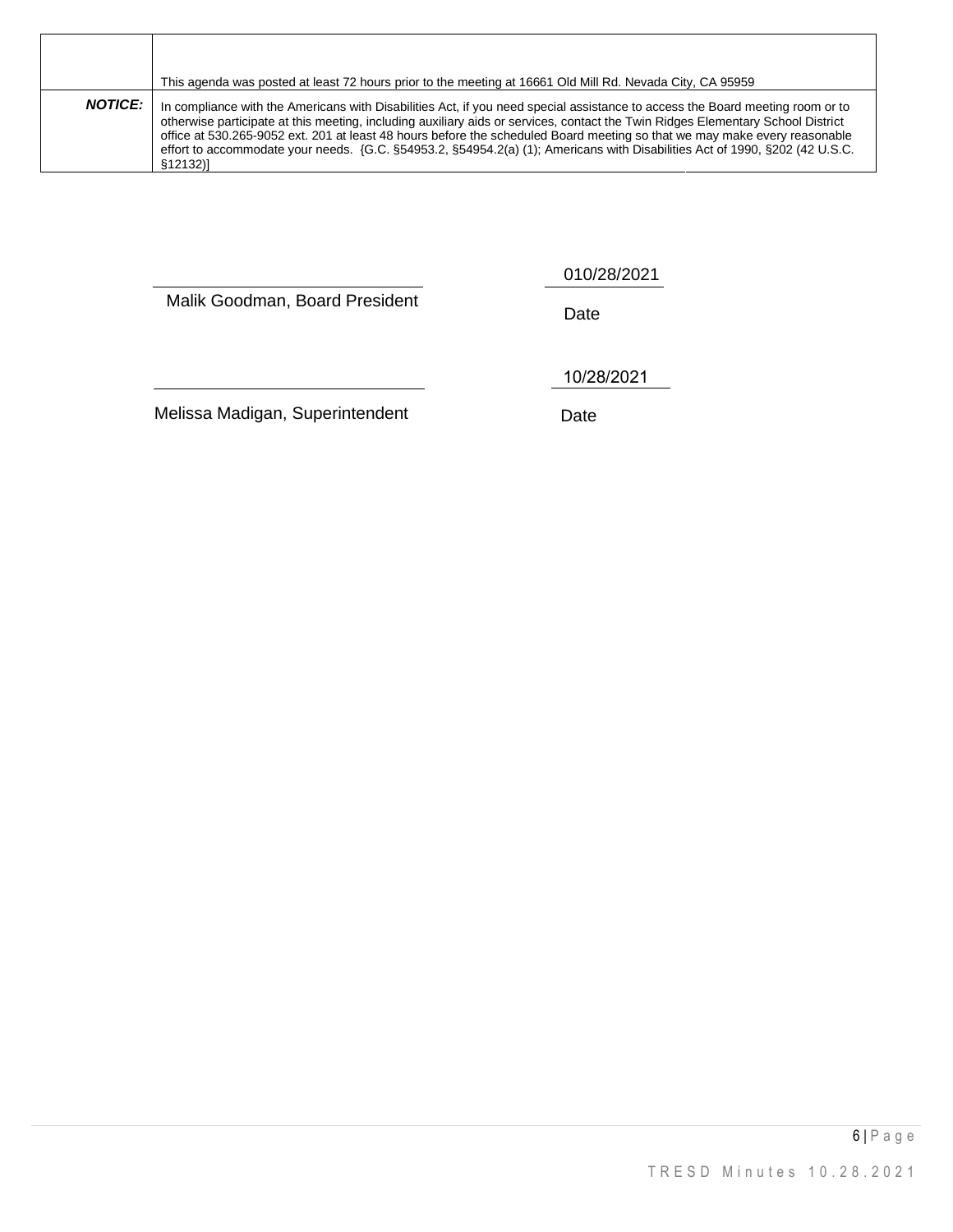| | |
|---|---|
| | This agenda was posted at least 72 hours prior to the meeting at 16661 Old Mill Rd. Nevada City, CA 95959 |
| ***NOTICE:*** | In compliance with the Americans with Disabilities Act, if you need special assistance to access the Board meeting room or to otherwise participate at this meeting, including auxiliary aids or services, contact the Twin Ridges Elementary School District office at 530.265-9052 ext. 201 at least 48 hours before the scheduled Board meeting so that we may make every reasonable effort to accommodate your needs. {G.C. §54953.2, §54954.2(a) (1); Americans with Disabilities Act of 1990, §202 (42 U.S.C. §12132)] |

______________________________ 010/28/2021

Malik Goodman, Board President Date

______________________________ 10/28/2021

Melissa Madigan, Superintendent Date